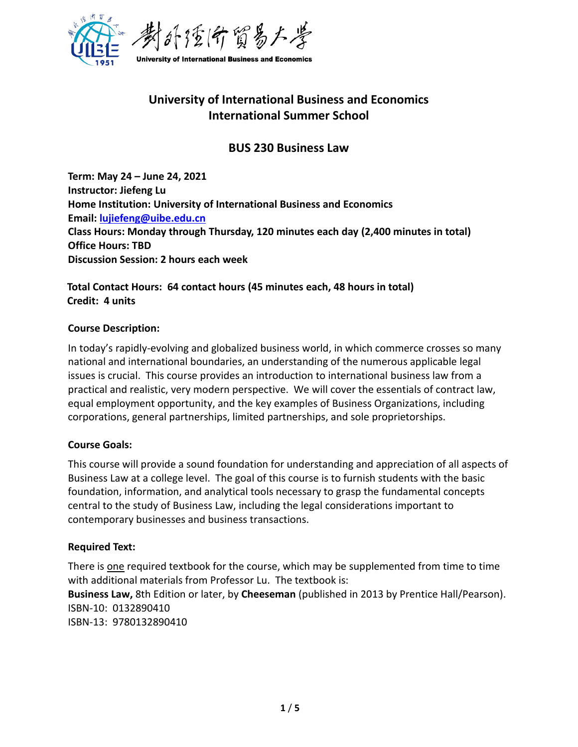# University of International Business and Economics
# International Summer School

## BUS 230 Business Law

**Term: May 24 – June 24, 2021**
**Instructor: Jiefeng Lu**
**Home Institution: University of International Business and Economics**
**Email: lujiefeng@uibe.edu.cn**
**Class Hours: Monday through Thursday, 120 minutes each day (2,400 minutes in total)**
**Office Hours: TBD**
**Discussion Session: 2 hours each week**

**Total Contact Hours: 64 contact hours (45 minutes each, 48 hours in total)**
**Credit: 4 units**

### Course Description:

In today's rapidly-evolving and globalized business world, in which commerce crosses so many national and international boundaries, an understanding of the numerous applicable legal issues is crucial. This course provides an introduction to international business law from a practical and realistic, very modern perspective. We will cover the essentials of contract law, equal employment opportunity, and the key examples of Business Organizations, including corporations, general partnerships, limited partnerships, and sole proprietorships.

### Course Goals:

This course will provide a sound foundation for understanding and appreciation of all aspects of Business Law at a college level. The goal of this course is to furnish students with the basic foundation, information, and analytical tools necessary to grasp the fundamental concepts central to the study of Business Law, including the legal considerations important to contemporary businesses and business transactions.

### Required Text:

There is one required textbook for the course, which may be supplemented from time to time with additional materials from Professor Lu. The textbook is:
**Business Law,** 8th Edition or later, by **Cheeseman** (published in 2013 by Prentice Hall/Pearson).
ISBN-10: 0132890410
ISBN-13: 9780132890410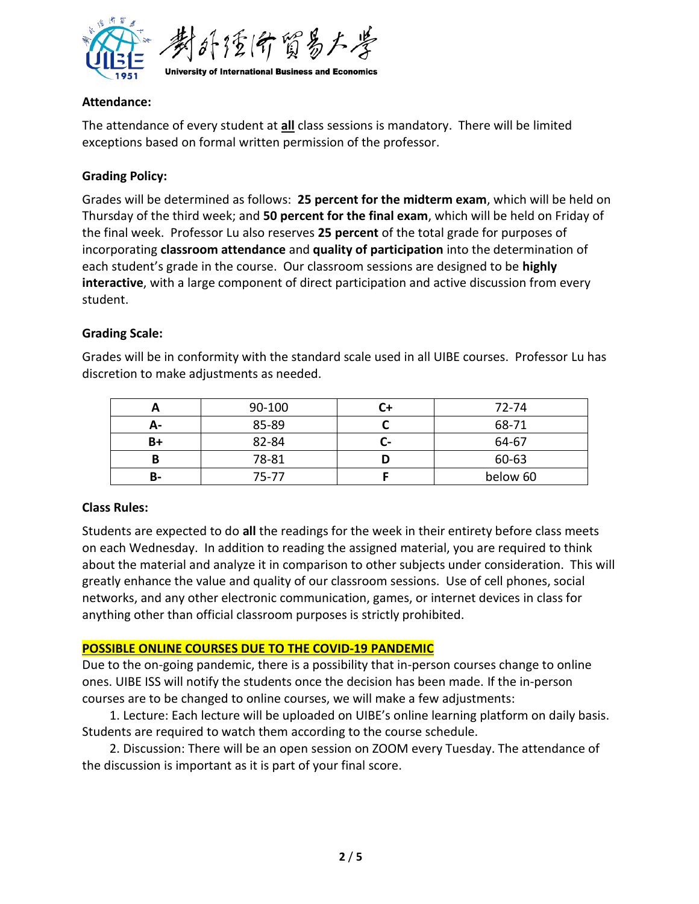**Attendance:**

The attendance of every student at **all** class sessions is mandatory. There will be limited exceptions based on formal written permission of the professor.

**Grading Policy:**

Grades will be determined as follows: **25 percent for the midterm exam**, which will be held on Thursday of the third week; and **50 percent for the final exam**, which will be held on Friday of the final week. Professor Lu also reserves **25 percent** of the total grade for purposes of incorporating **classroom attendance** and **quality of participation** into the determination of each student's grade in the course. Our classroom sessions are designed to be **highly interactive**, with a large component of direct participation and active discussion from every student.

**Grading Scale:**

Grades will be in conformity with the standard scale used in all UIBE courses. Professor Lu has discretion to make adjustments as needed.

| **A** | 90-100 | **C+** | 72-74 |
|---|---|---|---|
| **A-** | 85-89 | **C** | 68-71 |
| **B+** | 82-84 | **C-** | 64-67 |
| **B** | 78-81 | **D** | 60-63 |
| **B-** | 75-77 | **F** | below 60 |

**Class Rules:**

Students are expected to do **all** the readings for the week in their entirety before class meets on each Wednesday. In addition to reading the assigned material, you are required to think about the material and analyze it in comparison to other subjects under consideration. This will greatly enhance the value and quality of our classroom sessions. Use of cell phones, social networks, and any other electronic communication, games, or internet devices in class for anything other than official classroom purposes is strictly prohibited.

**POSSIBLE ONLINE COURSES DUE TO THE COVID-19 PANDEMIC**

Due to the on-going pandemic, there is a possibility that in-person courses change to online ones. UIBE ISS will notify the students once the decision has been made. If the in-person courses are to be changed to online courses, we will make a few adjustments:

1. Lecture: Each lecture will be uploaded on UIBE's online learning platform on daily basis. Students are required to watch them according to the course schedule.
2. Discussion: There will be an open session on ZOOM every Tuesday. The attendance of the discussion is important as it is part of your final score.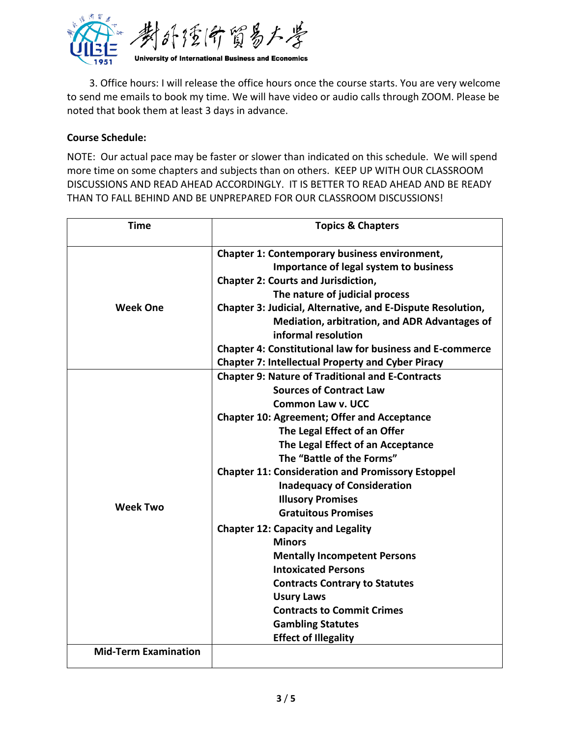3. Office hours: I will release the office hours once the course starts. You are very welcome to send me emails to book my time. We will have video or audio calls through ZOOM. Please be noted that book them at least 3 days in advance.

**Course Schedule:**

NOTE: Our actual pace may be faster or slower than indicated on this schedule. We will spend more time on some chapters and subjects than on others. KEEP UP WITH OUR CLASSROOM DISCUSSIONS AND READ AHEAD ACCORDINGLY. IT IS BETTER TO READ AHEAD AND BE READY THAN TO FALL BEHIND AND BE UNPREPARED FOR OUR CLASSROOM DISCUSSIONS!

| Time | Topics & Chapters |
| --- | --- |
| **Week One** | **Chapter 1: Contemporary business environment,**<br>**Importance of legal system to business**<br>**Chapter 2: Courts and Jurisdiction,**<br>**The nature of judicial process**<br>**Chapter 3: Judicial, Alternative, and E-Dispute Resolution,**<br>**Mediation, arbitration, and ADR Advantages of informal resolution**<br>**Chapter 4: Constitutional law for business and E-commerce**<br>**Chapter 7: Intellectual Property and Cyber Piracy** |
| **Week Two** | **Chapter 9: Nature of Traditional and E-Contracts**<br>**Sources of Contract Law**<br>**Common Law v. UCC**<br>**Chapter 10: Agreement; Offer and Acceptance**<br>**The Legal Effect of an Offer**<br>**The Legal Effect of an Acceptance**<br>**The "Battle of the Forms"**<br>**Chapter 11: Consideration and Promissory Estoppel**<br>**Inadequacy of Consideration**<br>**Illusory Promises**<br>**Gratuitous Promises**<br>**Chapter 12: Capacity and Legality**<br>**Minors**<br>**Mentally Incompetent Persons**<br>**Intoxicated Persons**<br>**Contracts Contrary to Statutes**<br>**Usury Laws**<br>**Contracts to Commit Crimes**<br>**Gambling Statutes**<br>**Effect of Illegality** |
| **Mid-Term Examination** | |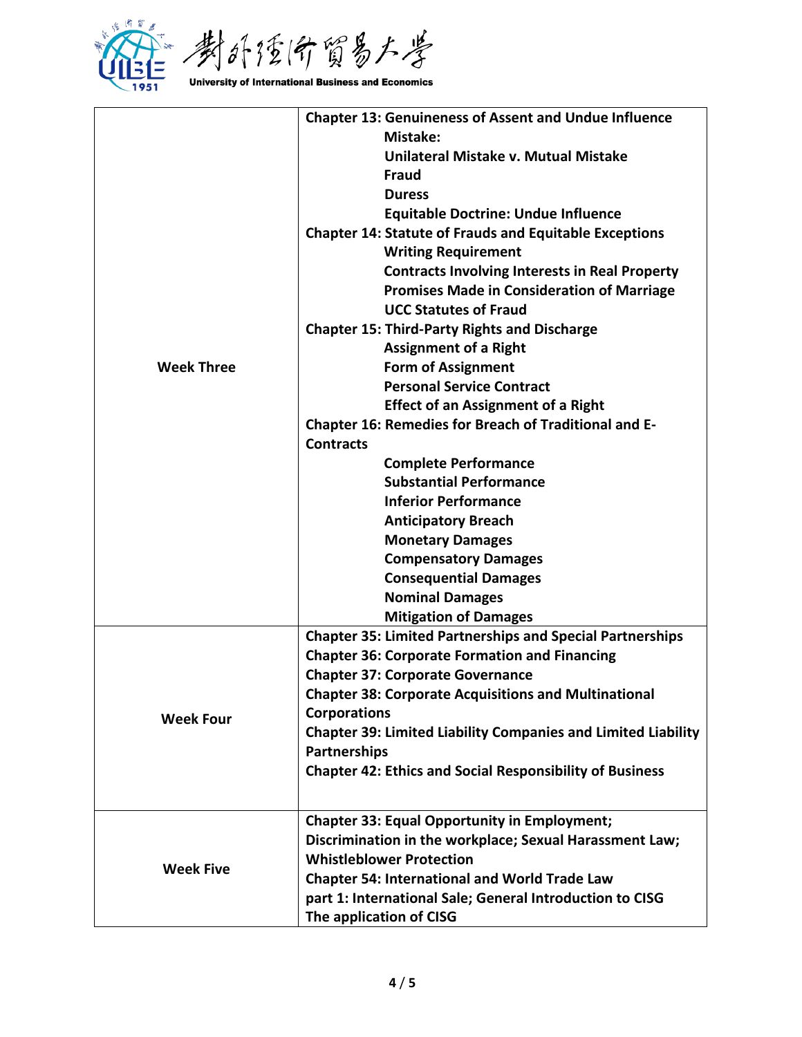| | |
|---|---|
| **Week Three** | **Chapter 13: Genuineness of Assent and Undue Influence**<br>**Mistake:**<br>**Unilateral Mistake v. Mutual Mistake**<br>**Fraud**<br>**Duress**<br>**Equitable Doctrine: Undue Influence**<br>**Chapter 14: Statute of Frauds and Equitable Exceptions**<br>**Writing Requirement**<br>**Contracts Involving Interests in Real Property**<br>**Promises Made in Consideration of Marriage**<br>**UCC Statutes of Fraud**<br>**Chapter 15: Third-Party Rights and Discharge**<br>**Assignment of a Right**<br>**Form of Assignment**<br>**Personal Service Contract**<br>**Effect of an Assignment of a Right**<br>**Chapter 16: Remedies for Breach of Traditional and E-Contracts**<br>**Complete Performance**<br>**Substantial Performance**<br>**Inferior Performance**<br>**Anticipatory Breach**<br>**Monetary Damages**<br>**Compensatory Damages**<br>**Consequential Damages**<br>**Nominal Damages**<br>**Mitigation of Damages** |
| **Week Four** | **Chapter 35: Limited Partnerships and Special Partnerships**<br>**Chapter 36: Corporate Formation and Financing**<br>**Chapter 37: Corporate Governance**<br>**Chapter 38: Corporate Acquisitions and Multinational Corporations**<br>**Chapter 39: Limited Liability Companies and Limited Liability Partnerships**<br>**Chapter 42: Ethics and Social Responsibility of Business** |
| **Week Five** | **Chapter 33: Equal Opportunity in Employment; Discrimination in the workplace; Sexual Harassment Law; Whistleblower Protection**<br>**Chapter 54: International and World Trade Law part 1: International Sale; General Introduction to CISG**<br>**The application of CISG** |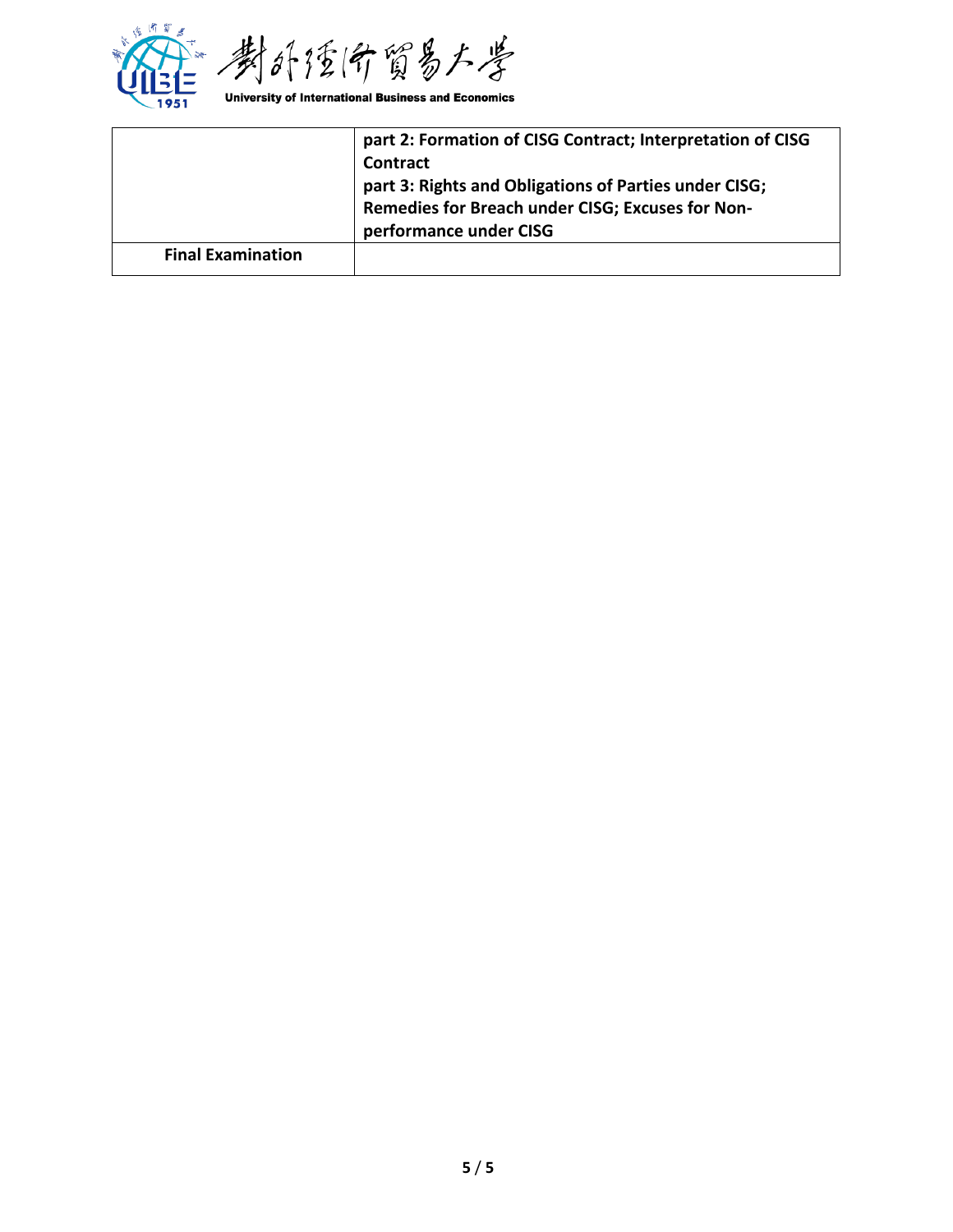| | |
|---|---|
| | **part 2: Formation of CISG Contract; Interpretation of CISG Contract**<br>**part 3: Rights and Obligations of Parties under CISG; Remedies for Breach under CISG; Excuses for Non-performance under CISG** |
| **Final Examination** | |